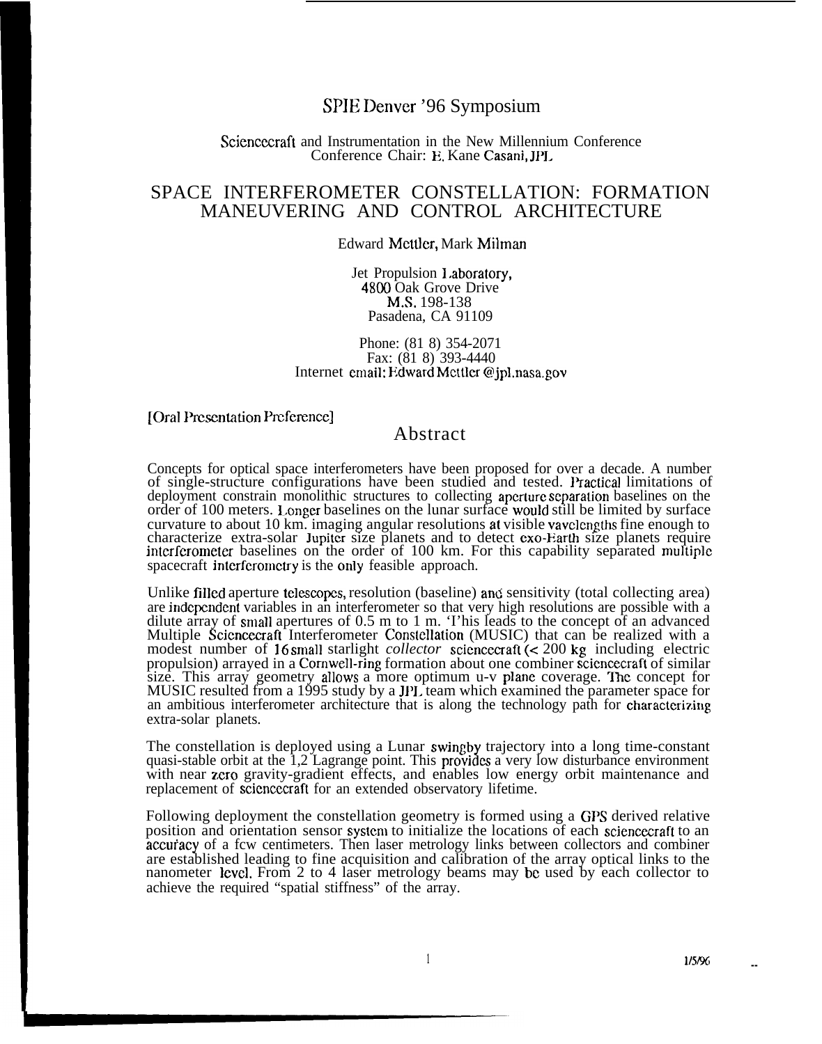SPIE Denver '96 Symposium

Sciencecraft and Instrumentation in the New Millennium Conference
Conference Chair: E. Kane Casani, JPL

# SPACE INTERFEROMETER CONSTELLATION: FORMATION MANEUVERING AND CONTROL ARCHITECTURE

Edward Mettler, Mark Milman

Jet Propulsion Laboratory,
4800 Oak Grove Drive
M.S. 198-138
Pasadena, CA 91109

Phone: (81 8) 354-2071
Fax: (81 8) 393-4440
Internet email: Edward Mettler @jpl.nasa.gov

[Oral Presentation Preference]

## Abstract

Concepts for optical space interferometers have been proposed for over a decade. A number of single-structure configurations have been studied and tested. Practical limitations of deployment constrain monolithic structures to collecting aperture separation baselines on the order of 100 meters. Longer baselines on the lunar surface would still be limited by surface curvature to about 10 km. imaging angular resolutions at visible vavelengths fine enough to characterize extra-solar Jupiter size planets and to detect exo-Earth size planets require interferometer baselines on the order of 100 km. For this capability separated multiple spacecraft interferometry is the only feasible approach.

Unlike filled aperture telescopes, resolution (baseline) and sensitivity (total collecting area) are independent variables in an interferometer so that very high resolutions are possible with a dilute array of small apertures of 0.5 m to 1 m. 'I'his leads to the concept of an advanced Multiple Sciencecraft Interferometer Constellation (MUSIC) that can be realized with a modest number of 16 small starlight *collector* sciencecraft (< 200 kg including electric propulsion) arrayed in a Cornwell-ring formation about one combiner sciencecraft of similar size. This array geometry allows a more optimum u-v plane coverage. The concept for MUSIC resulted from a 1995 study by a JPL team which examined the parameter space for an ambitious interferometer architecture that is along the technology path for characterizing extra-solar planets.

The constellation is deployed using a Lunar swingby trajectory into a long time-constant quasi-stable orbit at the 1,2 Lagrange point. This provides a very low disturbance environment with near zero gravity-gradient effects, and enables low energy orbit maintenance and replacement of sciencecraft for an extended observatory lifetime.

Following deployment the constellation geometry is formed using a GPS derived relative position and orientation sensor system to initialize the locations of each sciencecraft to an accuracy of a fcw centimeters. Then laser metrology links between collectors and combiner are established leading to fine acquisition and calibration of the array optical links to the nanometer level. From 2 to 4 laser metrology beams may be used by each collector to achieve the required "spatial stiffness" of the array.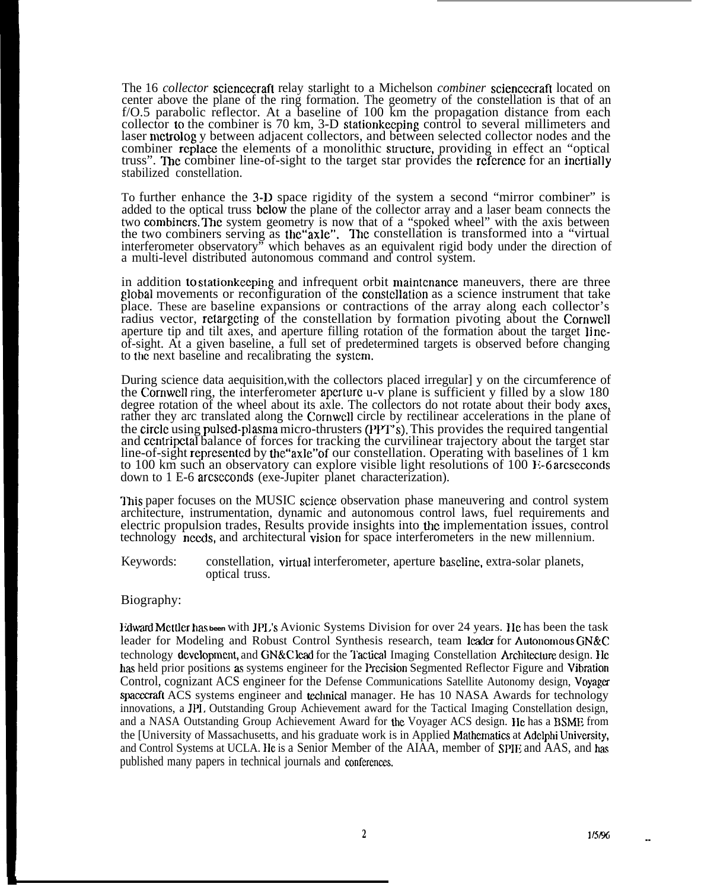The 16 *collector* sciencecraft relay starlight to a Michelson *combiner* sciencecraft located on center above the plane of the ring formation. The geometry of the constellation is that of an f/O.5 parabolic reflector. At a baseline of 100 km the propagation distance from each collector to the combiner is 70 km, 3-D stationkeeping control to several millimeters and laser metrolog y between adjacent collectors, and between selected collector nodes and the combiner replace the elements of a monolithic structure, providing in effect an "optical truss". The combiner line-of-sight to the target star provides the reference for an inertially stabilized constellation.

To further enhance the 3-D space rigidity of the system a second "mirror combiner" is added to the optical truss below the plane of the collector array and a laser beam connects the two combiners. The system geometry is now that of a "spoked wheel" with the axis between the two combiners serving as the "axle". The constellation is transformed into a "virtual interferometer observatory" which behaves as an equivalent rigid body under the direction of a multi-level distributed autonomous command and control system.

in addition to stationkeeping and infrequent orbit maintenance maneuvers, there are three global movements or reconfiguration of the constellation as a science instrument that take place. These are baseline expansions or contractions of the array along each collector's radius vector, retargeting of the constellation by formation pivoting about the Cornwell aperture tip and tilt axes, and aperture filling rotation of the formation about the target line-of-sight. At a given baseline, a full set of predetermined targets is observed before changing to the next baseline and recalibrating the system.

During science data aequisition,with the collectors placed irregular] y on the circumference of the Cornwell ring, the interferometer aperture u-v plane is sufficient y filled by a slow 180 degree rotation of the wheel about its axle. The collectors do not rotate about their body axes, rather they arc translated along the Cornwell circle by rectilinear accelerations in the plane of the circle using pulsed-plasma micro-thrusters (PPT's). This provides the required tangential and centripetal balance of forces for tracking the curvilinear trajectory about the target star line-of-sight represented by the "axle" of our constellation. Operating with baselines of 1 km to 100 km such an observatory can explore visible light resolutions of 100 E-6 arcseconds down to 1 E-6 arcseconds (exe-Jupiter planet characterization).

This paper focuses on the MUSIC science observation phase maneuvering and control system architecture, instrumentation, dynamic and autonomous control laws, fuel requirements and electric propulsion trades, Results provide insights into the implementation issues, control technology needs, and architectural vision for space interferometers in the new millennium.

Keywords: constellation, virtual interferometer, aperture baseline, extra-solar planets, optical truss.

Biography:

Edward Mettler has been with JPL's Avionic Systems Division for over 24 years. He has been the task leader for Modeling and Robust Control Synthesis research, team leader for Autonomous GN&C technology development, and GN&C lead for the Tactical Imaging Constellation Architecture design. He has held prior positions as systems engineer for the Precision Segmented Reflector Figure and Vibration Control, cognizant ACS engineer for the Defense Communications Satellite Autonomy design, Voyager spacecraft ACS systems engineer and technical manager. He has 10 NASA Awards for technology innovations, a JPL Outstanding Group Achievement award for the Tactical Imaging Constellation design, and a NASA Outstanding Group Achievement Award for the Voyager ACS design. He has a BSME from the [University of Massachusetts, and his graduate work is in Applied Mathematics at Adelphi University, and Control Systems at UCLA. He is a Senior Member of the AIAA, member of SPIE and AAS, and has published many papers in technical journals and conferences.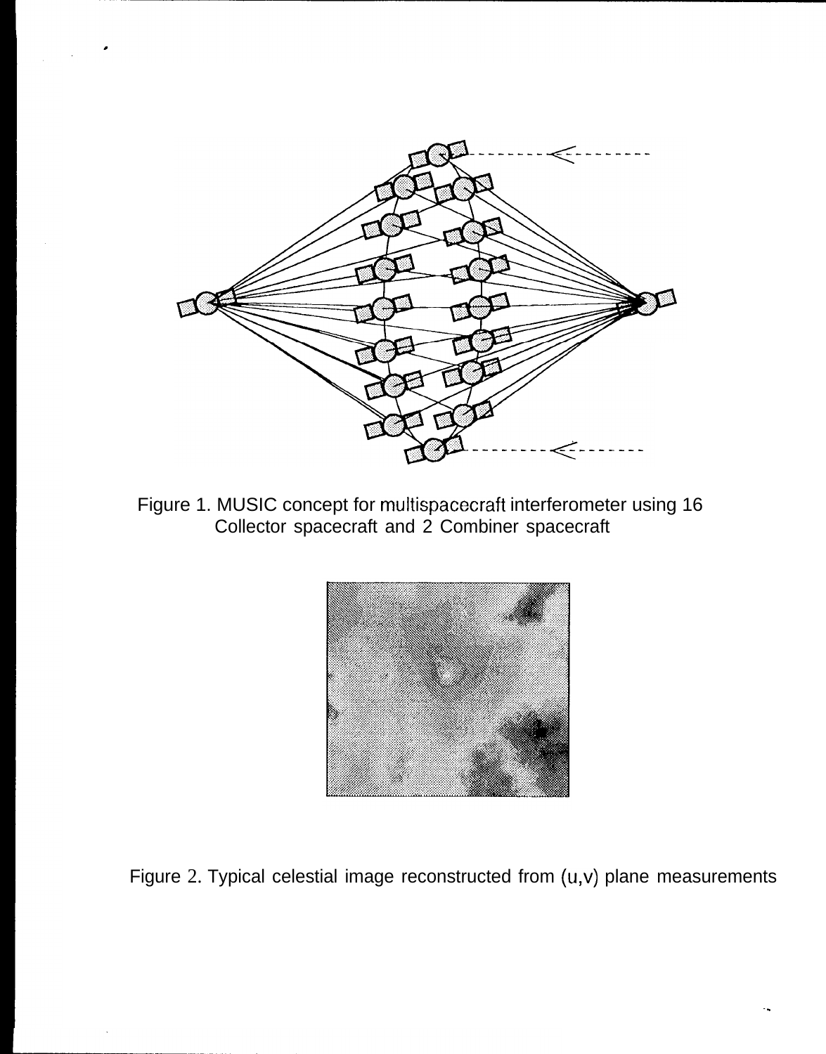Figure 1. MUSIC concept for multispacecraft interferometer using 16 Collector spacecraft and 2 Combiner spacecraft

Figure 2. Typical celestial image reconstructed from (u,v) plane measurements